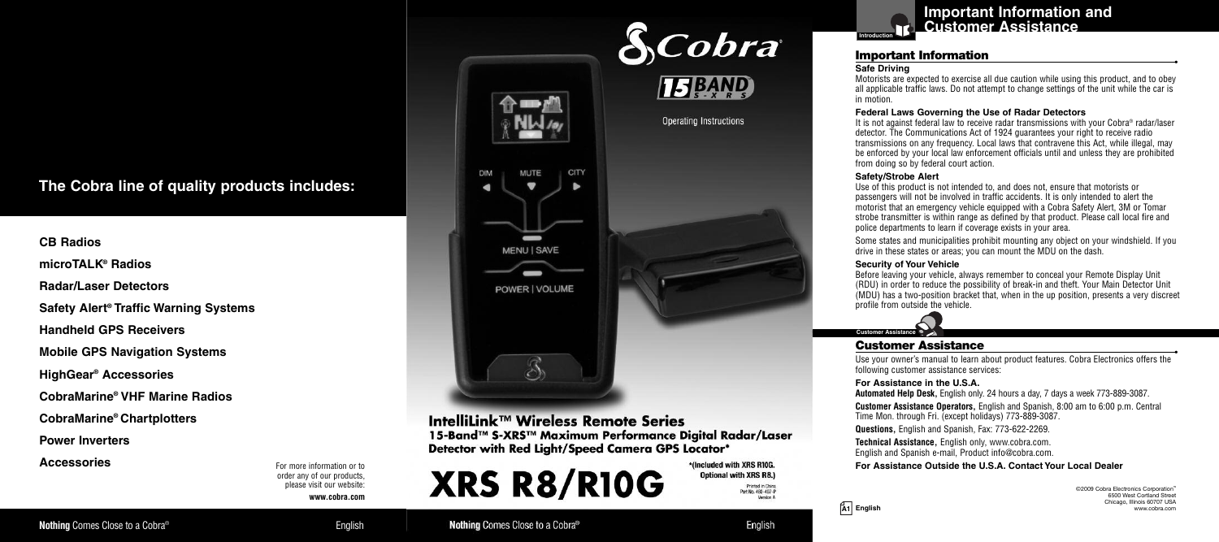## The Cobra line of quality products includes:

**CB Radios**

**microTALK® Radios**

**Radar/Laser Detectors**

**Safety Alert® Traffic Warning Systems**

**Handheld GPS Receivers**

**Mobile GPS Navigation Systems**

**HighGear® Accessories**

**CobraMarine® VHF Marine Radios**

**CobraMarine® Chartplotters**

**Power Inverters**

**Accessories**

For more information or to order any of our products, please visit our website:
**www.cobra.com**

Nothing Comes Close to a Cobra® — English

Cobra®

15 BAND S-XRS

Operating Instructions

# IntelliLink™ Wireless Remote Series

## 15-Band™ S-XRS™ Maximum Performance Digital Radar/Laser Detector with Red Light/Speed Camera GPS Locator*

# XRS R8/R10G

*(Included with XRS R10G. Optional with XRS R8.)

Printed in China
Part No. 480-407-P
Version A

Nothing Comes Close to a Cobra® — English

# Important Information and Customer Assistance

## Important Information

### Safe Driving

Motorists are expected to exercise all due caution while using this product, and to obey all applicable traffic laws. Do not attempt to change settings of the unit while the car is in motion.

### Federal Laws Governing the Use of Radar Detectors

It is not against federal law to receive radar transmissions with your Cobra® radar/laser detector. The Communications Act of 1924 guarantees your right to receive radio transmissions on any frequency. Local laws that contravene this Act, while illegal, may be enforced by your local law enforcement officials until and unless they are prohibited from doing so by federal court action.

### Safety/Strobe Alert

Use of this product is not intended to, and does not, ensure that motorists or passengers will not be involved in traffic accidents. It is only intended to alert the motorist that an emergency vehicle equipped with a Cobra Safety Alert, 3M or Tomar strobe transmitter is within range as defined by that product. Please call local fire and police departments to learn if coverage exists in your area.

Some states and municipalities prohibit mounting any object on your windshield. If you drive in these states or areas; you can mount the MDU on the dash.

### Security of Your Vehicle

Before leaving your vehicle, always remember to conceal your Remote Display Unit (RDU) in order to reduce the possibility of break-in and theft. Your Main Detector Unit (MDU) has a two-position bracket that, when in the up position, presents a very discreet profile from outside the vehicle.

## Customer Assistance

Use your owner's manual to learn about product features. Cobra Electronics offers the following customer assistance services:

### For Assistance in the U.S.A.

**Automated Help Desk,** English only. 24 hours a day, 7 days a week 773-889-3087.

**Customer Assistance Operators,** English and Spanish, 8:00 am to 6:00 p.m. Central Time Mon. through Fri. (except holidays) 773-889-3087.

**Questions,** English and Spanish, Fax: 773-622-2269.

**Technical Assistance,** English only, www.cobra.com.
English and Spanish e-mail, Product info@cobra.com.

**For Assistance Outside the U.S.A. Contact Your Local Dealer**

©2009 Cobra Electronics Corporation™
6500 West Cortland Street
Chicago, Illinois 60707 USA
www.cobra.com

A1 English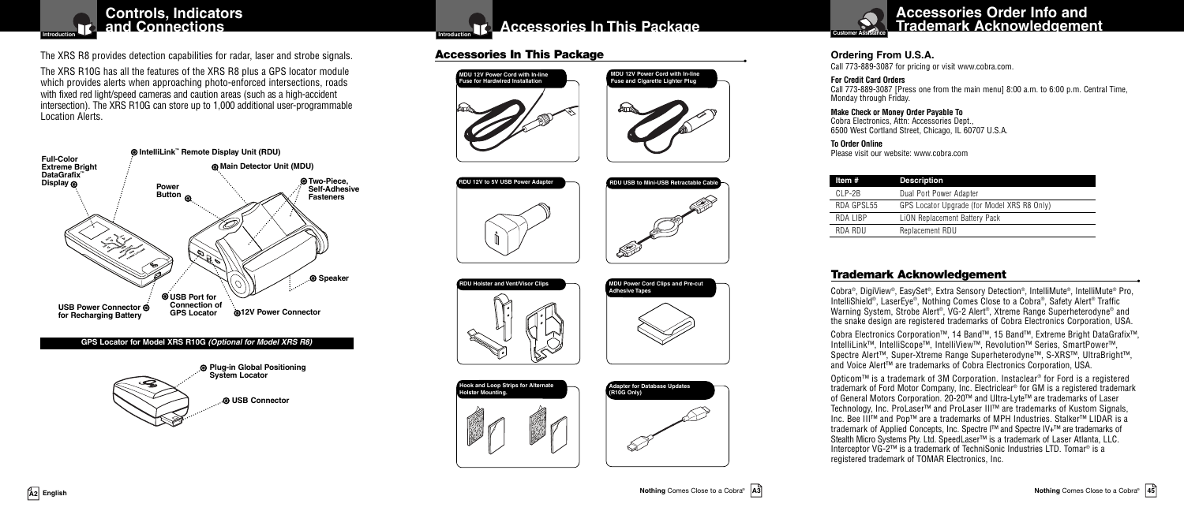# Controls, Indicators and Connections

The XRS R8 provides detection capabilities for radar, laser and strobe signals.

The XRS R10G has all the features of the XRS R8 plus a GPS locator module which provides alerts when approaching photo-enforced intersections, roads with fixed red light/speed cameras and caution areas (such as a high-accident intersection). The XRS R10G can store up to 1,000 additional user-programmable Location Alerts.

- IntelliLink™ Remote Display Unit (RDU)
- Full-Color Extreme Bright DataGrafix™ Display
- Main Detector Unit (MDU)
- Power Button
- Two-Piece, Self-Adhesive Fasteners
- Speaker
- USB Port for Connection of GPS Locator
- USB Power Connector for Recharging Battery
- 12V Power Connector

**GPS Locator for Model XRS R10G *(Optional for Model XRS R8)***

- Plug-in Global Positioning System Locator
- USB Connector

# Accessories In This Package

## Accessories In This Package

- MDU 12V Power Cord with In-line Fuse for Hardwired Installation
- MDU 12V Power Cord with In-line Fuse and Cigarette Lighter Plug
- RDU 12V to 5V USB Power Adapter
- RDU USB to Mini-USB Retractable Cable
- RDU Holster and Vent/Visor Clips
- MDU Power Cord Clips and Pre-cut Adhesive Tapes
- Hook and Loop Strips for Alternate Holster Mounting.
- Adapter for Database Updates (R10G Only)

# Accessories Order Info and Trademark Acknowledgement

### Ordering From U.S.A.

Call 773-889-3087 for pricing or visit www.cobra.com.

**For Credit Card Orders**
Call 773-889-3087 [Press one from the main menu] 8:00 a.m. to 6:00 p.m. Central Time, Monday through Friday.

**Make Check or Money Order Payable To**
Cobra Electronics, Attn: Accessories Dept.,
6500 West Cortland Street, Chicago, IL 60707 U.S.A.

**To Order Online**
Please visit our website: www.cobra.com

| Item # | Description |
|---|---|
| CLP-2B | Dual Port Power Adapter |
| RDA GPSL55 | GPS Locator Upgrade (for Model XRS R8 Only) |
| RDA LIBP | LiON Replacement Battery Pack |
| RDA RDU | Replacement RDU |

## Trademark Acknowledgement

Cobra®, DigiView®, EasySet®, Extra Sensory Detection®, IntelliMute®, IntelliMute® Pro, IntelliShield®, LaserEye®, Nothing Comes Close to a Cobra®, Safety Alert® Traffic Warning System, Strobe Alert®, VG-2 Alert®, Xtreme Range Superheterodyne® and the snake design are registered trademarks of Cobra Electronics Corporation, USA.

Cobra Electronics Corporation™, 14 Band™, 15 Band™, Extreme Bright DataGrafix™, IntelliLink™, IntelliScope™, IntelliView™, Revolution™ Series, SmartPower™, Spectre Alert™, Super-Xtreme Range Superheterodyne™, S-XRS™, UltraBright™, and Voice Alert™ are trademarks of Cobra Electronics Corporation, USA.

Opticom™ is a trademark of 3M Corporation. Instaclear® for Ford is a registered trademark of Ford Motor Company, Inc. Electriclear® for GM is a registered trademark of General Motors Corporation. 20-20™ and Ultra-Lyte™ are trademarks of Laser Technology, Inc. ProLaser™ and ProLaser III™ are trademarks of Kustom Signals, Inc. Bee III™ and Pop™ are a trademarks of MPH Industries. Stalker™ LIDAR is a trademark of Applied Concepts, Inc. Spectre I™ and Spectre IV+™ are trademarks of Stealth Micro Systems Pty. Ltd. SpeedLaser™ is a trademark of Laser Atlanta, LLC. Interceptor VG-2™ is a trademark of TechniSonic Industries LTD. Tomar® is a registered trademark of TOMAR Electronics, Inc.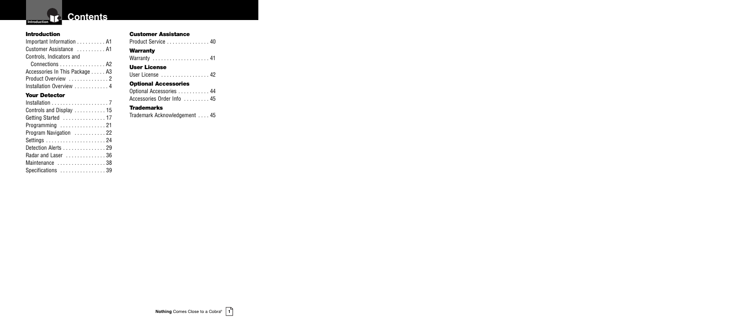# Contents

## Introduction

Important Information . . . . . . . . . . A1
Customer Assistance . . . . . . . . . . A1
Controls, Indicators and Connections . . . . . . . . . . . . . . . A2
Accessories In This Package . . . . . A3
Product Overview . . . . . . . . . . . . . 2
Installation Overview . . . . . . . . . . . 4

## Your Detector

Installation . . . . . . . . . . . . . . . . . . . 7
Controls and Display . . . . . . . . . . . 15
Getting Started . . . . . . . . . . . . . . . 17
Programming . . . . . . . . . . . . . . . 21
Program Navigation . . . . . . . . . . . 22
Settings . . . . . . . . . . . . . . . . . . . . 24
Detection Alerts . . . . . . . . . . . . . . . 29
Radar and Laser . . . . . . . . . . . . . . 36
Maintenance . . . . . . . . . . . . . . . . 38
Specifications . . . . . . . . . . . . . . . 39

## Customer Assistance

Product Service . . . . . . . . . . . . . . . 40

## Warranty

Warranty . . . . . . . . . . . . . . . . . . . 41

## User License

User License . . . . . . . . . . . . . . . . 42

## Optional Accessories

Optional Accessories . . . . . . . . . . . 44
Accessories Order Info . . . . . . . . . 45

## Trademarks

Trademark Acknowledgement . . . . 45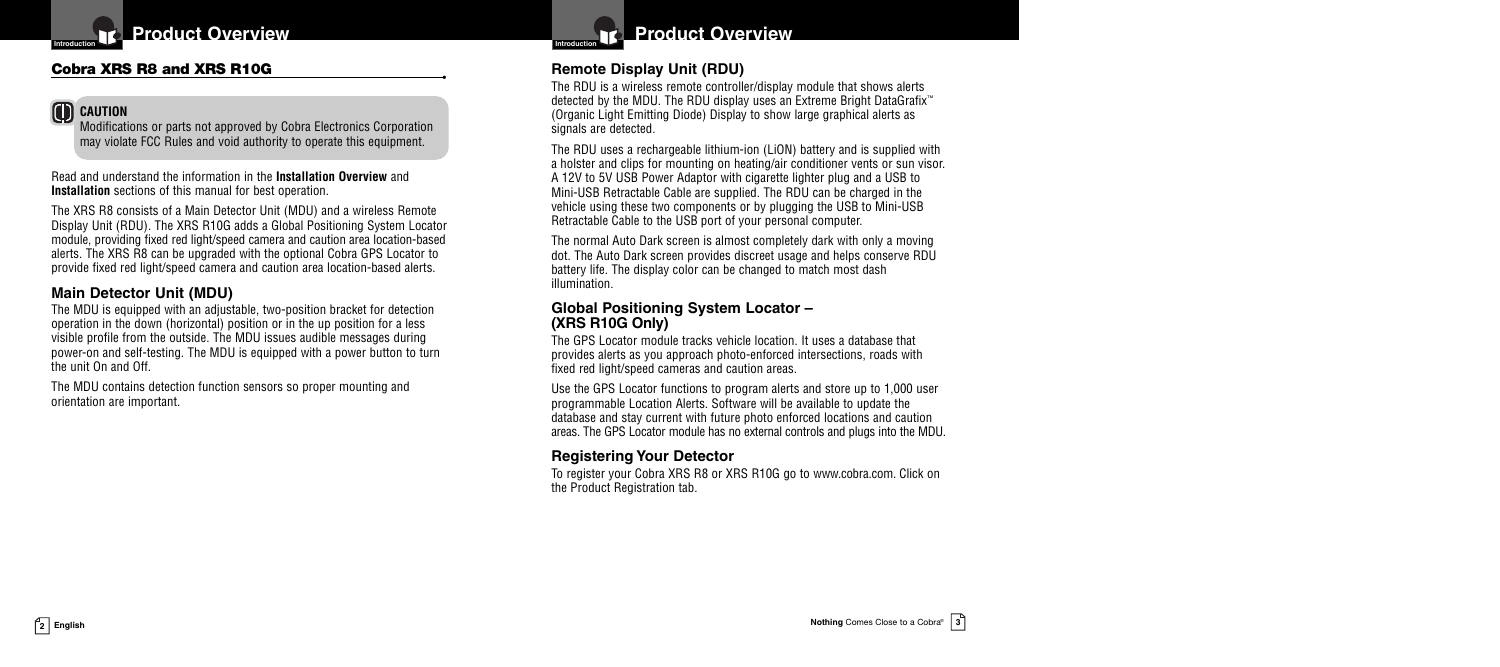# Product Overview

## Cobra XRS R8 and XRS R10G

**CAUTION**
Modifications or parts not approved by Cobra Electronics Corporation may violate FCC Rules and void authority to operate this equipment.

Read and understand the information in the **Installation Overview** and **Installation** sections of this manual for best operation.

The XRS R8 consists of a Main Detector Unit (MDU) and a wireless Remote Display Unit (RDU). The XRS R10G adds a Global Positioning System Locator module, providing fixed red light/speed camera and caution area location-based alerts. The XRS R8 can be upgraded with the optional Cobra GPS Locator to provide fixed red light/speed camera and caution area location-based alerts.

### Main Detector Unit (MDU)

The MDU is equipped with an adjustable, two-position bracket for detection operation in the down (horizontal) position or in the up position for a less visible profile from the outside. The MDU issues audible messages during power-on and self-testing. The MDU is equipped with a power button to turn the unit On and Off.

The MDU contains detection function sensors so proper mounting and orientation are important.

### Remote Display Unit (RDU)

The RDU is a wireless remote controller/display module that shows alerts detected by the MDU. The RDU display uses an Extreme Bright DataGrafix™ (Organic Light Emitting Diode) Display to show large graphical alerts as signals are detected.

The RDU uses a rechargeable lithium-ion (LiON) battery and is supplied with a holster and clips for mounting on heating/air conditioner vents or sun visor. A 12V to 5V USB Power Adaptor with cigarette lighter plug and a USB to Mini-USB Retractable Cable are supplied. The RDU can be charged in the vehicle using these two components or by plugging the USB to Mini-USB Retractable Cable to the USB port of your personal computer.

The normal Auto Dark screen is almost completely dark with only a moving dot. The Auto Dark screen provides discreet usage and helps conserve RDU battery life. The display color can be changed to match most dash illumination.

### Global Positioning System Locator – (XRS R10G Only)

The GPS Locator module tracks vehicle location. It uses a database that provides alerts as you approach photo-enforced intersections, roads with fixed red light/speed cameras and caution areas.

Use the GPS Locator functions to program alerts and store up to 1,000 user programmable Location Alerts. Software will be available to update the database and stay current with future photo enforced locations and caution areas. The GPS Locator module has no external controls and plugs into the MDU.

### Registering Your Detector

To register your Cobra XRS R8 or XRS R10G go to www.cobra.com. Click on the Product Registration tab.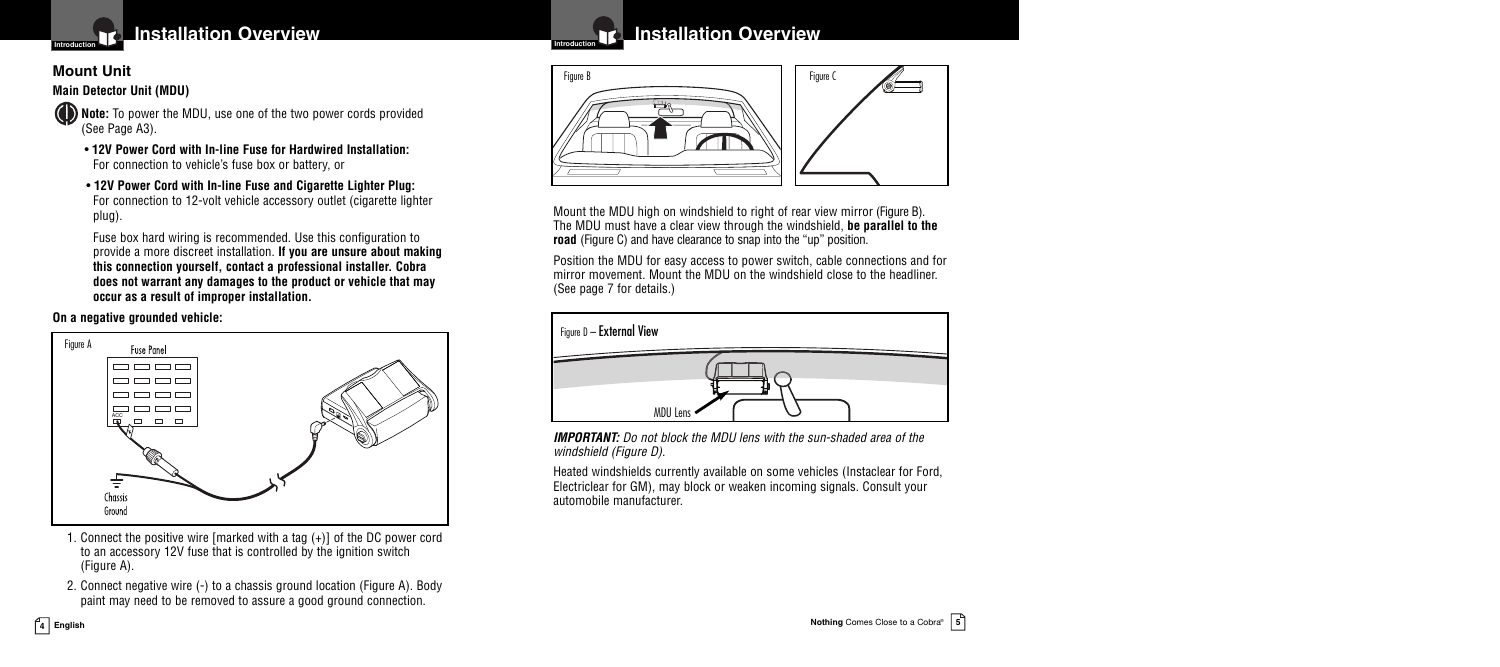# Installation Overview

## Mount Unit

### Main Detector Unit (MDU)

**Note:** To power the MDU, use one of the two power cords provided (See Page A3).

- **12V Power Cord with In-line Fuse for Hardwired Installation:** For connection to vehicle's fuse box or battery, or
- **12V Power Cord with In-line Fuse and Cigarette Lighter Plug:** For connection to 12-volt vehicle accessory outlet (cigarette lighter plug).

Fuse box hard wiring is recommended. Use this configuration to provide a more discreet installation. **If you are unsure about making this connection yourself, contact a professional installer. Cobra does not warrant any damages to the product or vehicle that may occur as a result of improper installation.**

**On a negative grounded vehicle:**

Figure A

1. Connect the positive wire [marked with a tag (+)] of the DC power cord to an accessory 12V fuse that is controlled by the ignition switch (Figure A).
2. Connect negative wire (-) to a chassis ground location (Figure A). Body paint may need to be removed to assure a good ground connection.

# Installation Overview

Figure B

Figure C

Mount the MDU high on windshield to right of rear view mirror (Figure B). The MDU must have a clear view through the windshield, **be parallel to the road** (Figure C) and have clearance to snap into the "up" position.

Position the MDU for easy access to power switch, cable connections and for mirror movement. Mount the MDU on the windshield close to the headliner. (See page 7 for details.)

Figure D – External View

***IMPORTANT:*** *Do not block the MDU lens with the sun-shaded area of the windshield (Figure D).*

Heated windshields currently available on some vehicles (Instaclear for Ford, Electriclear for GM), may block or weaken incoming signals. Consult your automobile manufacturer.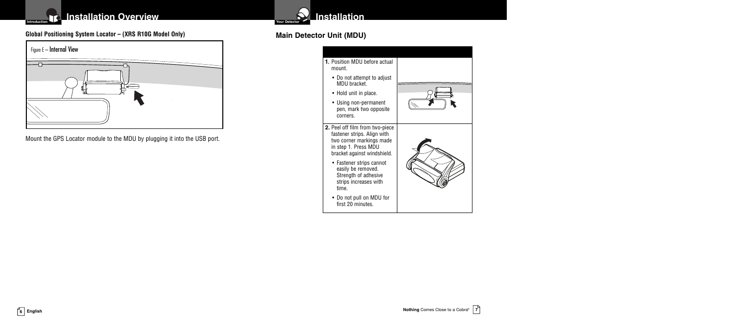# Installation Overview

## Global Positioning System Locator – (XRS R10G Model Only)

Figure E – Internal View

Mount the GPS Locator module to the MDU by plugging it into the USB port.

# Installation

## Main Detector Unit (MDU)

1. Position MDU before actual mount.
   - Do not attempt to adjust MDU bracket.
   - Hold unit in place.
   - Using non-permanent pen, mark two opposite corners.

2. Peel off film from two-piece fastener strips. Align with two corner markings made in step 1. Press MDU bracket against windshield.
   - Fastener strips cannot easily be removed. Strength of adhesive strips increases with time.
   - Do not pull on MDU for first 20 minutes.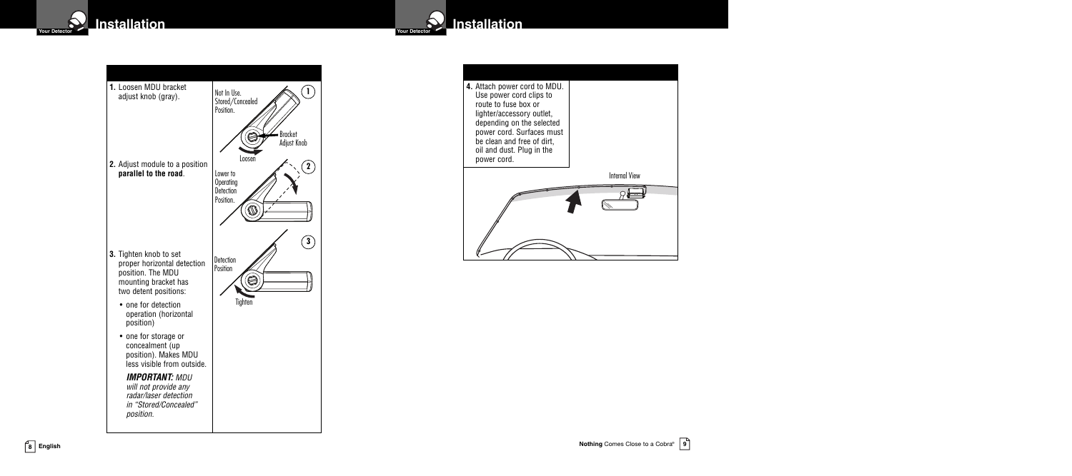## Installation

1. Loosen MDU bracket adjust knob (gray).

Not In Use. Stored/Concealed Position.

Bracket Adjust Knob

Loosen

2. Adjust module to a position **parallel to the road**.

Lower to Operating Detection Position.

3. Tighten knob to set proper horizontal detection position. The MDU mounting bracket has two detent positions:

   - one for detection operation (horizontal position)
   - one for storage or concealment (up position). Makes MDU less visible from outside.

   ***IMPORTANT:*** *MDU will not provide any radar/laser detection in "Stored/Concealed" position.*

Detection Position

Tighten

## Installation

4. Attach power cord to MDU. Use power cord clips to route to fuse box or lighter/accessory outlet, depending on the selected power cord. Surfaces must be clean and free of dirt, oil and dust. Plug in the power cord.

Internal View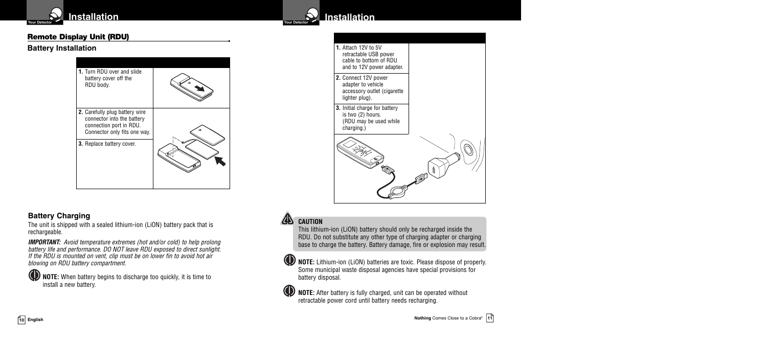## Remote Display Unit (RDU)

### Battery Installation

1. Turn RDU over and slide battery cover off the RDU body.
2. Carefully plug battery wire connector into the battery connection port in RDU. Connector only fits one way.
3. Replace battery cover.

### Battery Charging

The unit is shipped with a sealed lithium-ion (LiON) battery pack that is rechargeable.

***IMPORTANT:*** *Avoid temperature extremes (hot and/or cold) to help prolong battery life and performance. DO NOT leave RDU exposed to direct sunlight. If the RDU is mounted on vent, clip must be on lower fin to avoid hot air blowing on RDU battery compartment.*

**NOTE:** When battery begins to discharge too quickly, it is time to install a new battery.

1. Attach 12V to 5V retractable USB power cable to bottom of RDU and to 12V power adapter.
2. Connect 12V power adapter to vehicle accessory outlet (cigarette lighter plug).
3. Initial charge for battery is two (2) hours. (RDU may be used while charging.)

**CAUTION**

This lithium-ion (LiON) battery should only be recharged inside the RDU. Do not substitute any other type of charging adapter or charging base to charge the battery. Battery damage, fire or explosion may result.

**NOTE:** Lithium-ion (LiON) batteries are toxic. Please dispose of properly. Some municipal waste disposal agencies have special provisions for battery disposal.

**NOTE:** After battery is fully charged, unit can be operated without retractable power cord until battery needs recharging.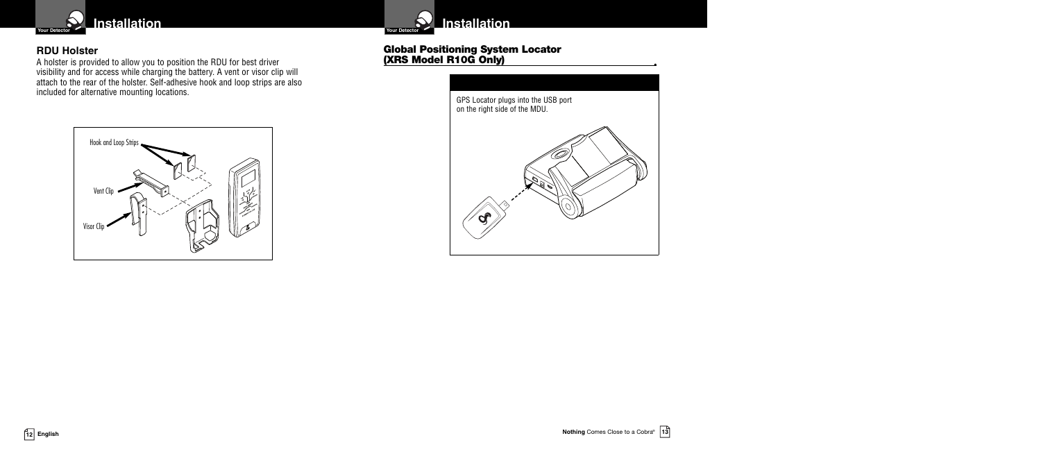## RDU Holster

A holster is provided to allow you to position the RDU for best driver visibility and for access while charging the battery. A vent or visor clip will attach to the rear of the holster. Self-adhesive hook and loop strips are also included for alternative mounting locations.

Hook and Loop Strips

Vent Clip

Visor Clip

## Global Positioning System Locator (XRS Model R10G Only)

GPS Locator plugs into the USB port on the right side of the MDU.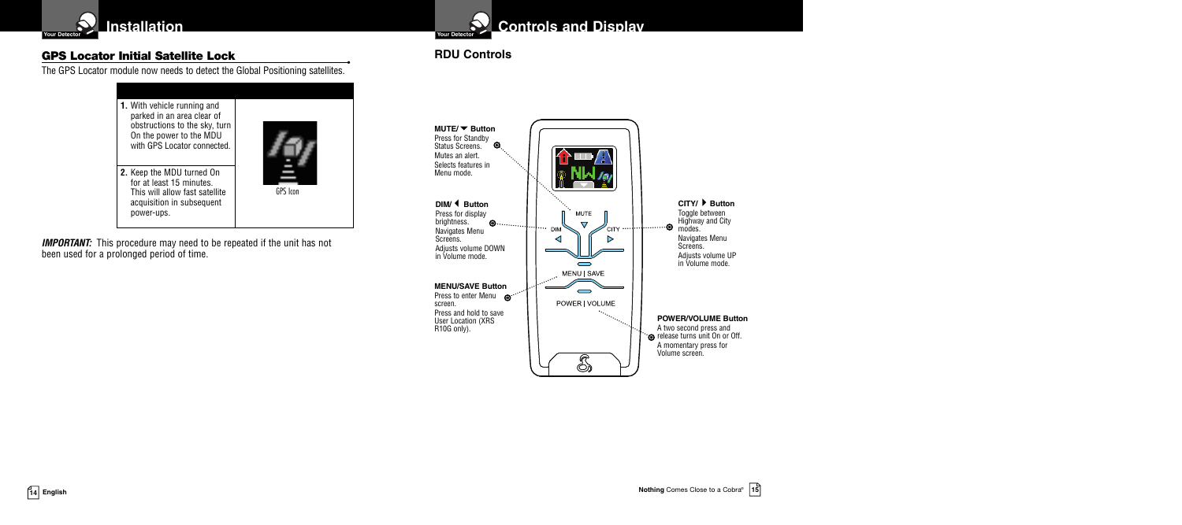## Installation

### GPS Locator Initial Satellite Lock

The GPS Locator module now needs to detect the Global Positioning satellites.

| | |
|---|---|
| 1. With vehicle running and parked in an area clear of obstructions to the sky, turn On the power to the MDU with GPS Locator connected. | GPS Icon |
| 2. Keep the MDU turned On for at least 15 minutes. This will allow fast satellite acquisition in subsequent power-ups. | |

***IMPORTANT:*** This procedure may need to be repeated if the unit has not been used for a prolonged period of time.

## Controls and Display

### RDU Controls

**MUTE/▼ Button**
Press for Standby Status Screens.
Mutes an alert.
Selects features in Menu mode.

**DIM/◀ Button**
Press for display brightness.
Navigates Menu Screens.
Adjusts volume DOWN in Volume mode.

**MENU/SAVE Button**
Press to enter Menu screen.
Press and hold to save User Location (XRS R10G only).

**CITY/▶ Button**
Toggle between Highway and City modes.
Navigates Menu Screens.
Adjusts volume UP in Volume mode.

**POWER/VOLUME Button**
A two second press and release turns unit On or Off.
A momentary press for Volume screen.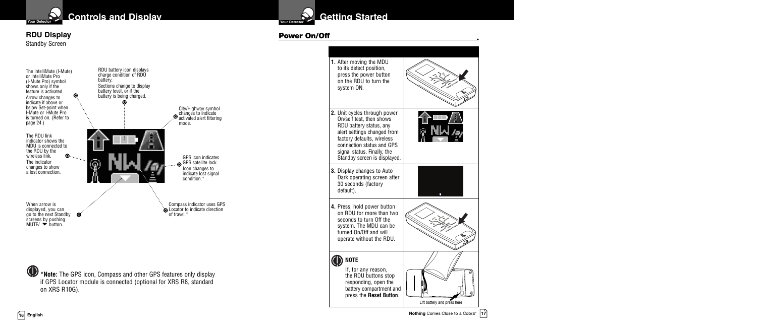## Controls and Display

### RDU Display

Standby Screen

The IntelliMute (I-Mute) or IntelliMute Pro (I-Mute Pro) symbol shows only if the feature is activated. Arrow changes to indicate if above or below Set-point when I-Mute or I-Mute Pro is turned on. (Refer to page 24.)

RDU battery icon displays charge condition of RDU battery. Sections change to display battery level, or if the battery is being charged.

City/Highway symbol changes to indicate activated alert filtering mode.

The RDU link indicator shows the MDU is connected to the RDU by the wireless link. The indicator changes to show a lost connection.

GPS icon indicates GPS satellite lock. Icon changes to indicate lost signal condition.*

When arrow is displayed, you can go to the next Standby screens by pushing MUTE/ ▼ button.

Compass indicator uses GPS Locator to indicate direction of travel.*

***Note:** The GPS icon, Compass and other GPS features only display if GPS Locator module is connected (optional for XRS R8, standard on XRS R10G).

## Getting Started

### Power On/Off

1. After moving the MDU to its detect position, press the power button on the RDU to turn the system ON.
2. Unit cycles through power On/self test, then shows RDU battery status, any alert settings changed from factory defaults, wireless connection status and GPS signal status. Finally, the Standby screen is displayed.
3. Display changes to Auto Dark operating screen after 30 seconds (factory default).
4. Press, hold power button on RDU for more than two seconds to turn Off the system. The MDU can be turned On/Off and will operate without the RDU.

**NOTE**

If, for any reason, the RDU buttons stop responding, open the battery compartment and press the **Reset Button**.

Lift battery and press here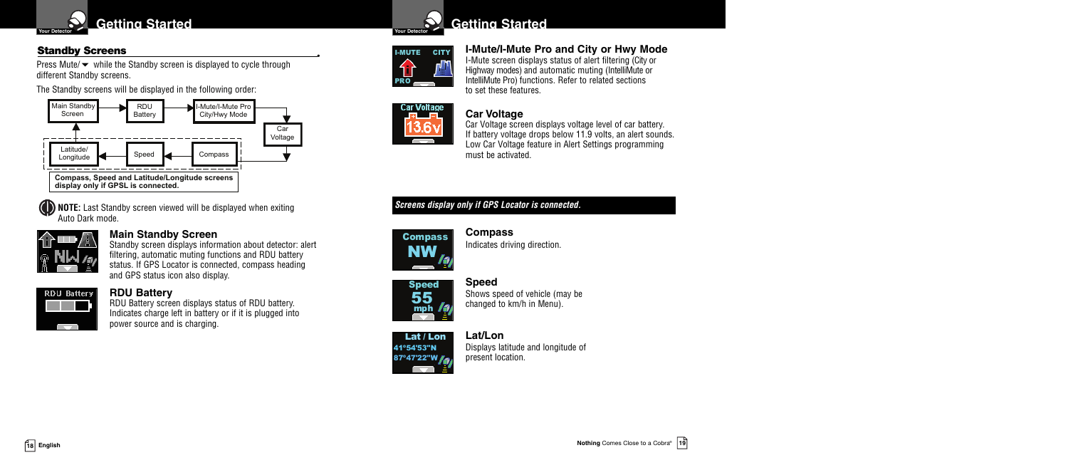## Standby Screens

Press Mute/▼ while the Standby screen is displayed to cycle through different Standby screens.

The Standby screens will be displayed in the following order:

Main Standby Screen → RDU Battery → I-Mute/I-Mute Pro City/Hwy Mode → Car Voltage → Compass → Speed → Latitude/Longitude → Main Standby Screen

**Compass, Speed and Latitude/Longitude screens display only if GPSL is connected.**

**NOTE:** Last Standby screen viewed will be displayed when exiting Auto Dark mode.

### Main Standby Screen

Standby screen displays information about detector: alert filtering, automatic muting functions and RDU battery status. If GPS Locator is connected, compass heading and GPS status icon also display.

### RDU Battery

RDU Battery screen displays status of RDU battery. Indicates charge left in battery or if it is plugged into power source and is charging.

### I-Mute/I-Mute Pro and City or Hwy Mode

I-Mute screen displays status of alert filtering (City or Highway modes) and automatic muting (IntelliMute or IntelliMute Pro) functions. Refer to related sections to set these features.

### Car Voltage

Car Voltage screen displays voltage level of car battery. If battery voltage drops below 11.9 volts, an alert sounds. Low Car Voltage feature in Alert Settings programming must be activated.

***Screens display only if GPS Locator is connected.***

### Compass

Indicates driving direction.

### Speed

Shows speed of vehicle (may be changed to km/h in Menu).

### Lat/Lon

Displays latitude and longitude of present location.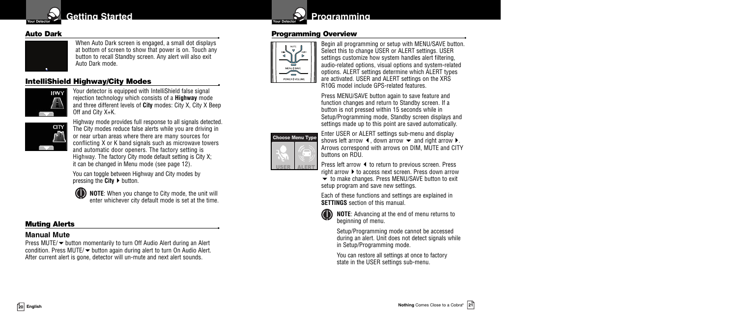## Getting Started

### Auto Dark

When Auto Dark screen is engaged, a small dot displays at bottom of screen to show that power is on. Touch any button to recall Standby screen. Any alert will also exit Auto Dark mode.

### IntelliShield Highway/City Modes

Your detector is equipped with IntelliShield false signal rejection technology which consists of a **Highway** mode and three different levels of **City** modes: City X, City X Beep Off and City X+K.

Highway mode provides full response to all signals detected. The City modes reduce false alerts while you are driving in or near urban areas where there are many sources for conflicting X or K band signals such as microwave towers and automatic door openers. The factory setting is Highway. The factory City mode default setting is City X; it can be changed in Menu mode (see page 12).

You can toggle between Highway and City modes by pressing the **City** ▶ button.

**NOTE**: When you change to City mode, the unit will enter whichever city default mode is set at the time.

### Muting Alerts

#### Manual Mute

Press MUTE/▼ button momentarily to turn Off Audio Alert during an Alert condition. Press MUTE/▼ button again during alert to turn On Audio Alert. After current alert is gone, detector will un-mute and next alert sounds.

## Programming

### Programming Overview

Begin all programming or setup with MENU/SAVE button. Select this to change USER or ALERT settings. USER settings customize how system handles alert filtering, audio-related options, visual options and system-related options. ALERT settings determine which ALERT types are activated. USER and ALERT settings on the XRS R10G model include GPS-related features.

Press MENU/SAVE button again to save feature and function changes and return to Standby screen. If a button is not pressed within 15 seconds while in Setup/Programming mode, Standby screen displays and settings made up to this point are saved automatically.

Enter USER or ALERT settings sub-menu and display shows left arrow ◀, down arrow ▼ and right arrow ▶. Arrows correspond with arrows on DIM, MUTE and CITY buttons on RDU.

Press left arrow ◀ to return to previous screen. Press right arrow ▶ to access next screen. Press down arrow ▼ to make changes. Press MENU/SAVE button to exit setup program and save new settings.

Each of these functions and settings are explained in **SETTINGS** section of this manual.

**NOTE**: Advancing at the end of menu returns to beginning of menu.

Setup/Programming mode cannot be accessed during an alert. Unit does not detect signals while in Setup/Programming mode.

You can restore all settings at once to factory state in the USER settings sub-menu.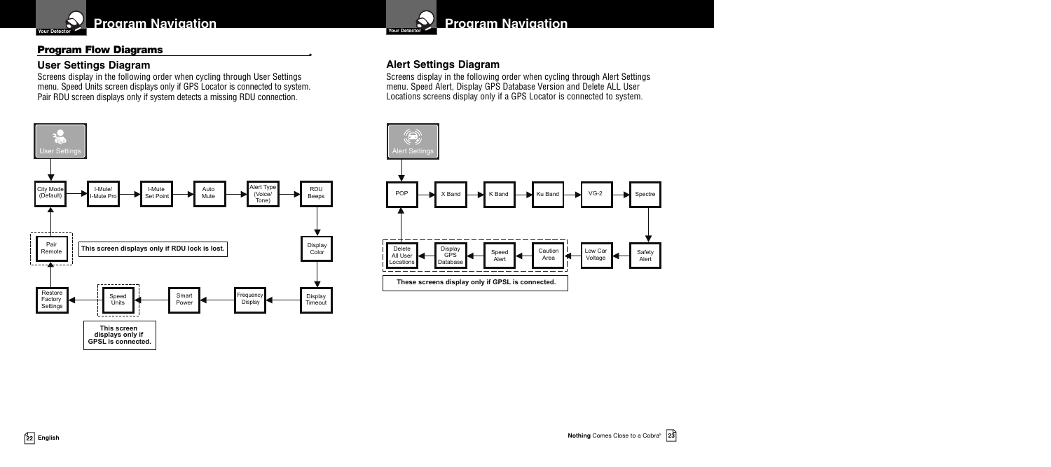## Program Flow Diagrams

### User Settings Diagram

Screens display in the following order when cycling through User Settings menu. Speed Units screen displays only if GPS Locator is connected to system. Pair RDU screen displays only if system detects a missing RDU connection.

User Settings

City Mode (Default) → I-Mute/ I-Mute Pro → I-Mute Set Point → Auto Mute → Alert Type (Voice/ Tone) → RDU Beeps → Display Color → Display Timeout → Frequency Display → Smart Power → Speed Units → Restore Factory Settings → Pair Remote → City Mode (Default)

This screen displays only if RDU lock is lost.

This screen displays only if GPSL is connected.

### Alert Settings Diagram

Screens display in the following order when cycling through Alert Settings menu. Speed Alert, Display GPS Database Version and Delete ALL User Locations screens display only if a GPS Locator is connected to system.

Alert Settings

POP → X Band → K Band → Ku Band → VG-2 → Spectre → Safety Alert → Low Car Voltage → Caution Area → Speed Alert → Display GPS Database → Delete All User Locations → POP

These screens display only if GPSL is connected.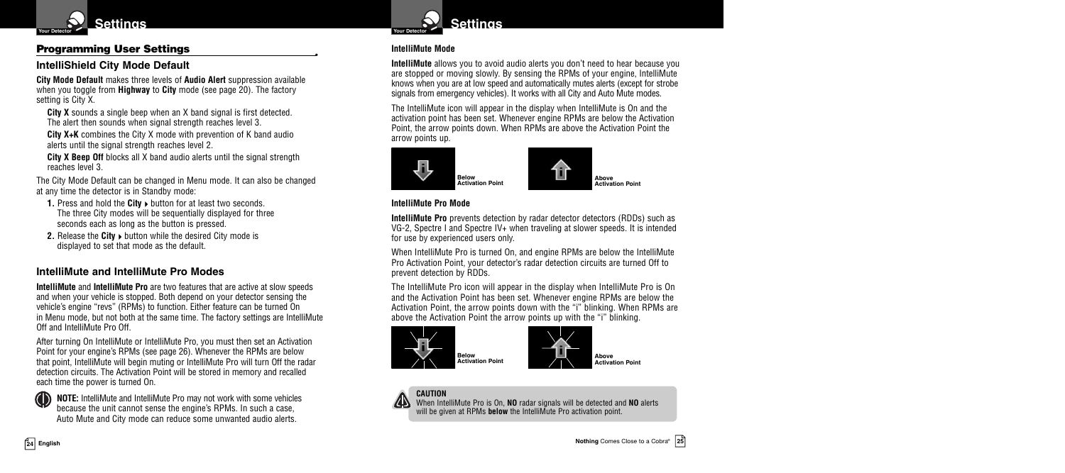## Programming User Settings

### IntelliShield City Mode Default

**City Mode Default** makes three levels of **Audio Alert** suppression available when you toggle from **Highway** to **City** mode (see page 20). The factory setting is City X.

**City X** sounds a single beep when an X band signal is first detected. The alert then sounds when signal strength reaches level 3.

**City X+K** combines the City X mode with prevention of K band audio alerts until the signal strength reaches level 2.

**City X Beep Off** blocks all X band audio alerts until the signal strength reaches level 3.

The City Mode Default can be changed in Menu mode. It can also be changed at any time the detector is in Standby mode:

1. Press and hold the **City** ▸ button for at least two seconds. The three City modes will be sequentially displayed for three seconds each as long as the button is pressed.
2. Release the **City** ▸ button while the desired City mode is displayed to set that mode as the default.

### IntelliMute and IntelliMute Pro Modes

**IntelliMute** and **IntelliMute Pro** are two features that are active at slow speeds and when your vehicle is stopped. Both depend on your detector sensing the vehicle's engine "revs" (RPMs) to function. Either feature can be turned On in Menu mode, but not both at the same time. The factory settings are IntelliMute Off and IntelliMute Pro Off.

After turning On IntelliMute or IntelliMute Pro, you must then set an Activation Point for your engine's RPMs (see page 26). Whenever the RPMs are below that point, IntelliMute will begin muting or IntelliMute Pro will turn Off the radar detection circuits. The Activation Point will be stored in memory and recalled each time the power is turned On.

**NOTE:** IntelliMute and IntelliMute Pro may not work with some vehicles because the unit cannot sense the engine's RPMs. In such a case, Auto Mute and City mode can reduce some unwanted audio alerts.

#### IntelliMute Mode

**IntelliMute** allows you to avoid audio alerts you don't need to hear because you are stopped or moving slowly. By sensing the RPMs of your engine, IntelliMute knows when you are at low speed and automatically mutes alerts (except for strobe signals from emergency vehicles). It works with all City and Auto Mute modes.

The IntelliMute icon will appear in the display when IntelliMute is On and the activation point has been set. Whenever engine RPMs are below the Activation Point, the arrow points down. When RPMs are above the Activation Point the arrow points up.

Below Activation Point

Above Activation Point

#### IntelliMute Pro Mode

**IntelliMute Pro** prevents detection by radar detector detectors (RDDs) such as VG-2, Spectre I and Spectre IV+ when traveling at slower speeds. It is intended for use by experienced users only.

When IntelliMute Pro is turned On, and engine RPMs are below the IntelliMute Pro Activation Point, your detector's radar detection circuits are turned Off to prevent detection by RDDs.

The IntelliMute Pro icon will appear in the display when IntelliMute Pro is On and the Activation Point has been set. Whenever engine RPMs are below the Activation Point, the arrow points down with the "i" blinking. When RPMs are above the Activation Point the arrow points up with the "i" blinking.

Below Activation Point

Above Activation Point

**CAUTION**
When IntelliMute Pro is On, **NO** radar signals will be detected and **NO** alerts will be given at RPMs **below** the IntelliMute Pro activation point.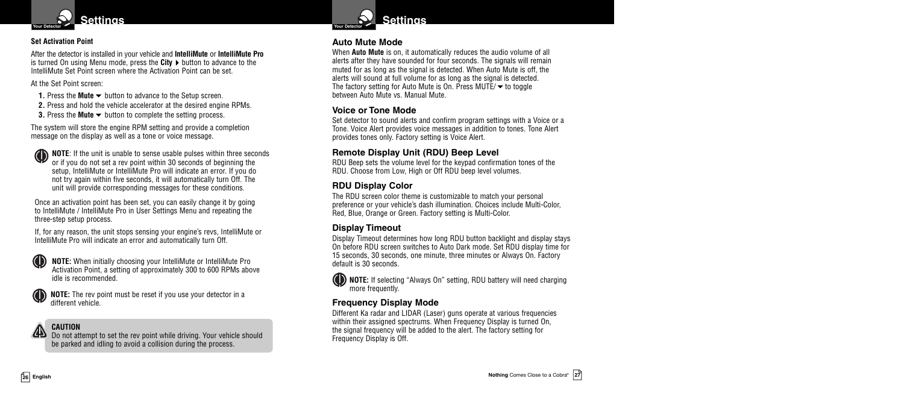## Settings

### Set Activation Point

After the detector is installed in your vehicle and **IntelliMute** or **IntelliMute Pro** is turned On using Menu mode, press the **City ▸** button to advance to the IntelliMute Set Point screen where the Activation Point can be set.

At the Set Point screen:

1. Press the **Mute ▾** button to advance to the Setup screen.
2. Press and hold the vehicle accelerator at the desired engine RPMs.
3. Press the **Mute ▾** button to complete the setting process.

The system will store the engine RPM setting and provide a completion message on the display as well as a tone or voice message.

**NOTE**: If the unit is unable to sense usable pulses within three seconds or if you do not set a rev point within 30 seconds of beginning the setup, IntelliMute or IntelliMute Pro will indicate an error. If you do not try again within five seconds, it will automatically turn Off. The unit will provide corresponding messages for these conditions.

Once an activation point has been set, you can easily change it by going to IntelliMute / IntelliMute Pro in User Settings Menu and repeating the three-step setup process.

If, for any reason, the unit stops sensing your engine's revs, IntelliMute or IntelliMute Pro will indicate an error and automatically turn Off.

**NOTE:** When initially choosing your IntelliMute or IntelliMute Pro Activation Point, a setting of approximately 300 to 600 RPMs above idle is recommended.

**NOTE:** The rev point must be reset if you use your detector in a different vehicle.

**CAUTION**
Do not attempt to set the rev point while driving. Your vehicle should be parked and idling to avoid a collision during the process.

## Settings

### Auto Mute Mode

When **Auto Mute** is on, it automatically reduces the audio volume of all alerts after they have sounded for four seconds. The signals will remain muted for as long as the signal is detected. When Auto Mute is off, the alerts will sound at full volume for as long as the signal is detected. The factory setting for Auto Mute is On. Press MUTE/▾ to toggle between Auto Mute vs. Manual Mute.

### Voice or Tone Mode

Set detector to sound alerts and confirm program settings with a Voice or a Tone. Voice Alert provides voice messages in addition to tones. Tone Alert provides tones only. Factory setting is Voice Alert.

### Remote Display Unit (RDU) Beep Level

RDU Beep sets the volume level for the keypad confirmation tones of the RDU. Choose from Low, High or Off RDU beep level volumes.

### RDU Display Color

The RDU screen color theme is customizable to match your personal preference or your vehicle's dash illumination. Choices include Multi-Color, Red, Blue, Orange or Green. Factory setting is Multi-Color.

### Display Timeout

Display Timeout determines how long RDU button backlight and display stays On before RDU screen switches to Auto Dark mode. Set RDU display time for 15 seconds, 30 seconds, one minute, three minutes or Always On. Factory default is 30 seconds.

**NOTE:** If selecting "Always On" setting, RDU battery will need charging more frequently.

### Frequency Display Mode

Different Ka radar and LIDAR (Laser) guns operate at various frequencies within their assigned spectrums. When Frequency Display is turned On, the signal frequency will be added to the alert. The factory setting for Frequency Display is Off.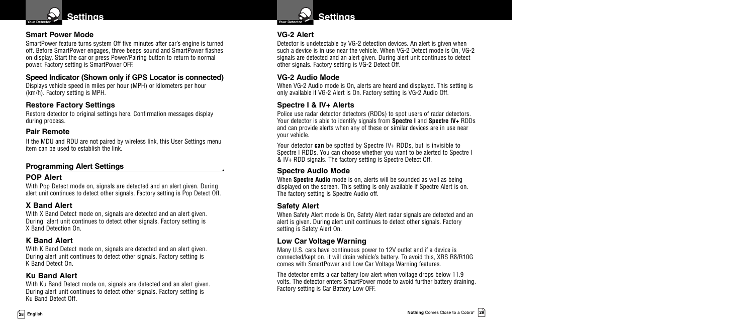## Settings

### Smart Power Mode

SmartPower feature turns system Off five minutes after car's engine is turned off. Before SmartPower engages, three beeps sound and SmartPower flashes on display. Start the car or press Power/Pairing button to return to normal power. Factory setting is SmartPower OFF.

### Speed Indicator (Shown only if GPS Locator is connected)

Displays vehicle speed in miles per hour (MPH) or kilometers per hour (km/h). Factory setting is MPH.

### Restore Factory Settings

Restore detector to original settings here. Confirmation messages display during process.

### Pair Remote

If the MDU and RDU are not paired by wireless link, this User Settings menu item can be used to establish the link.

## Programming Alert Settings

### POP Alert

With Pop Detect mode on, signals are detected and an alert given. During alert unit continues to detect other signals. Factory setting is Pop Detect Off.

### X Band Alert

With X Band Detect mode on, signals are detected and an alert given. During alert unit continues to detect other signals. Factory setting is X Band Detection On.

### K Band Alert

With K Band Detect mode on, signals are detected and an alert given. During alert unit continues to detect other signals. Factory setting is K Band Detect On.

### Ku Band Alert

With Ku Band Detect mode on, signals are detected and an alert given. During alert unit continues to detect other signals. Factory setting is Ku Band Detect Off.

## Settings

### VG-2 Alert

Detector is undetectable by VG-2 detection devices. An alert is given when such a device is in use near the vehicle. When VG-2 Detect mode is On, VG-2 signals are detected and an alert given. During alert unit continues to detect other signals. Factory setting is VG-2 Detect Off.

### VG-2 Audio Mode

When VG-2 Audio mode is On, alerts are heard and displayed. This setting is only available if VG-2 Alert is On. Factory setting is VG-2 Audio Off.

### Spectre I & IV+ Alerts

Police use radar detector detectors (RDDs) to spot users of radar detectors. Your detector is able to identify signals from **Spectre I** and **Spectre IV+** RDDs and can provide alerts when any of these or similar devices are in use near your vehicle.

Your detector **can** be spotted by Spectre IV+ RDDs, but is invisible to Spectre I RDDs. You can choose whether you want to be alerted to Spectre I & IV+ RDD signals. The factory setting is Spectre Detect Off.

### Spectre Audio Mode

When **Spectre Audio** mode is on, alerts will be sounded as well as being displayed on the screen. This setting is only available if Spectre Alert is on. The factory setting is Spectre Audio off.

### Safety Alert

When Safety Alert mode is On, Safety Alert radar signals are detected and an alert is given. During alert unit continues to detect other signals. Factory setting is Safety Alert On.

### Low Car Voltage Warning

Many U.S. cars have continuous power to 12V outlet and if a device is connected/kept on, it will drain vehicle's battery. To avoid this, XRS R8/R10G comes with SmartPower and Low Car Voltage Warning features.

The detector emits a car battery low alert when voltage drops below 11.9 volts. The detector enters SmartPower mode to avoid further battery draining. Factory setting is Car Battery Low OFF.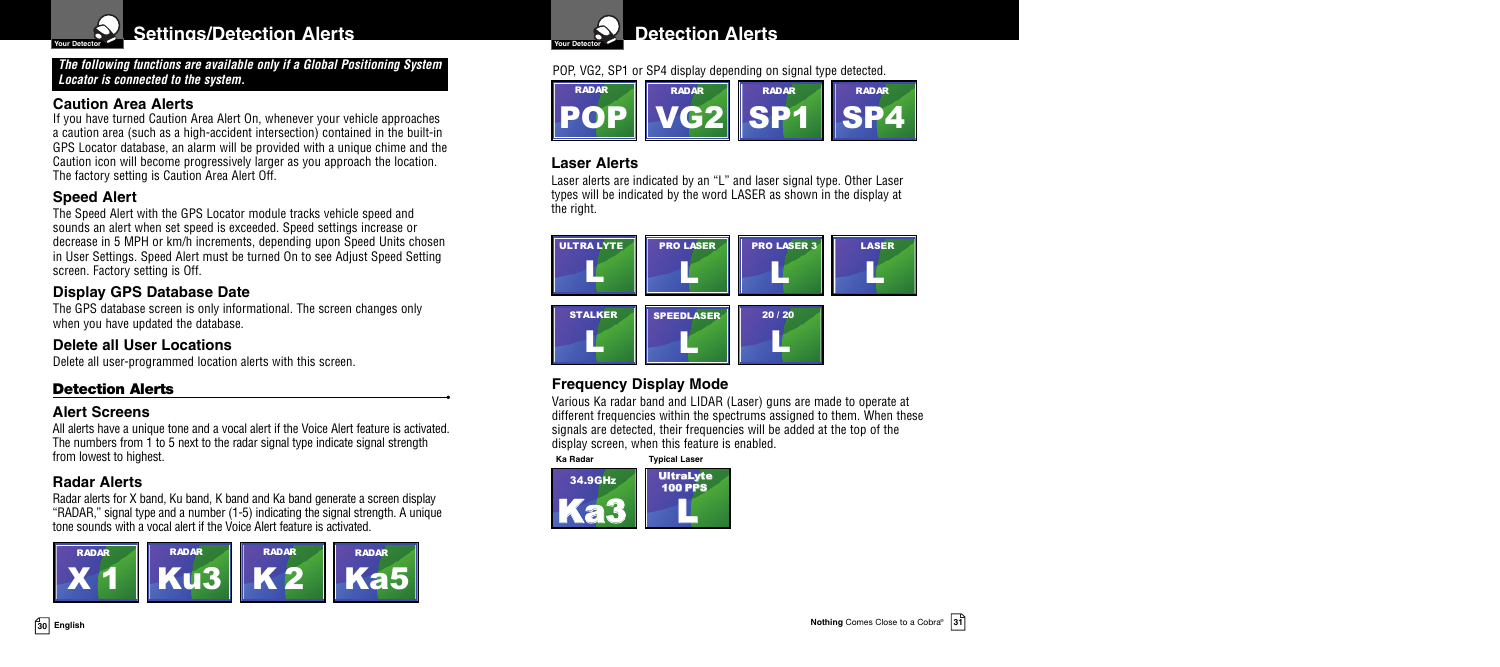## Settings/Detection Alerts

***The following functions are available only if a Global Positioning System Locator is connected to the system.***

### Caution Area Alerts

If you have turned Caution Area Alert On, whenever your vehicle approaches a caution area (such as a high-accident intersection) contained in the built-in GPS Locator database, an alarm will be provided with a unique chime and the Caution icon will become progressively larger as you approach the location. The factory setting is Caution Area Alert Off.

### Speed Alert

The Speed Alert with the GPS Locator module tracks vehicle speed and sounds an alert when set speed is exceeded. Speed settings increase or decrease in 5 MPH or km/h increments, depending upon Speed Units chosen in User Settings. Speed Alert must be turned On to see Adjust Speed Setting screen. Factory setting is Off.

### Display GPS Database Date

The GPS database screen is only informational. The screen changes only when you have updated the database.

### Delete all User Locations

Delete all user-programmed location alerts with this screen.

## Detection Alerts

### Alert Screens

All alerts have a unique tone and a vocal alert if the Voice Alert feature is activated. The numbers from 1 to 5 next to the radar signal type indicate signal strength from lowest to highest.

### Radar Alerts

Radar alerts for X band, Ku band, K band and Ka band generate a screen display "RADAR," signal type and a number (1-5) indicating the signal strength. A unique tone sounds with a vocal alert if the Voice Alert feature is activated.

RADAR X 1 | RADAR Ku3 | RADAR K 2 | RADAR Ka5

## Detection Alerts

POP, VG2, SP1 or SP4 display depending on signal type detected.

RADAR POP | RADAR VG2 | RADAR SP1 | RADAR SP4

### Laser Alerts

Laser alerts are indicated by an "L" and laser signal type. Other Laser types will be indicated by the word LASER as shown in the display at the right.

ULTRA LYTE L | PRO LASER L | PRO LASER 3 L | LASER L | STALKER L | SPEEDLASER L | 20 / 20 L

### Frequency Display Mode

Various Ka radar band and LIDAR (Laser) guns are made to operate at different frequencies within the spectrums assigned to them. When these signals are detected, their frequencies will be added at the top of the display screen, when this feature is enabled.

Ka Radar: 34.9GHz Ka3 | Typical Laser: UltraLyte 100 PPS L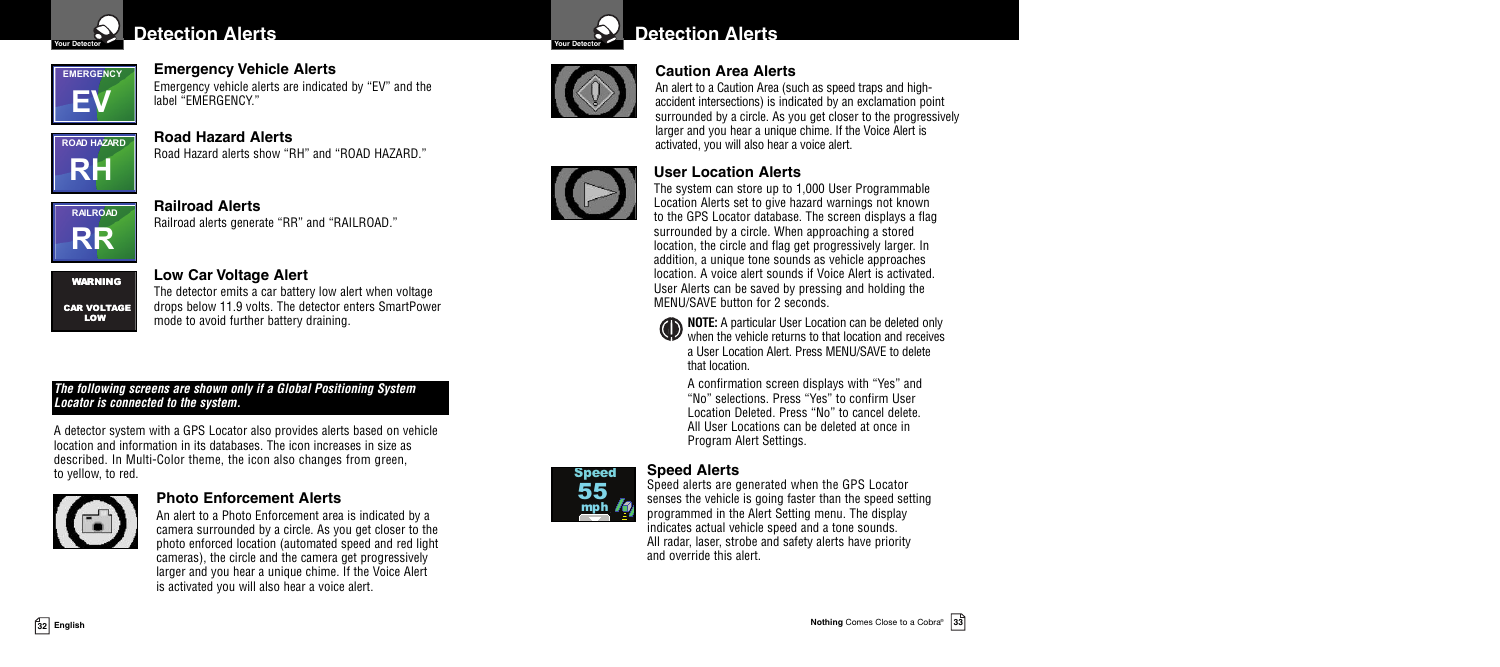## Detection Alerts

### Emergency Vehicle Alerts

Emergency vehicle alerts are indicated by "EV" and the label "EMERGENCY."

### Road Hazard Alerts

Road Hazard alerts show "RH" and "ROAD HAZARD."

### Railroad Alerts

Railroad alerts generate "RR" and "RAILROAD."

### Low Car Voltage Alert

The detector emits a car battery low alert when voltage drops below 11.9 volts. The detector enters SmartPower mode to avoid further battery draining.

***The following screens are shown only if a Global Positioning System Locator is connected to the system.***

A detector system with a GPS Locator also provides alerts based on vehicle location and information in its databases. The icon increases in size as described. In Multi-Color theme, the icon also changes from green, to yellow, to red.

### Photo Enforcement Alerts

An alert to a Photo Enforcement area is indicated by a camera surrounded by a circle. As you get closer to the photo enforced location (automated speed and red light cameras), the circle and the camera get progressively larger and you hear a unique chime. If the Voice Alert is activated you will also hear a voice alert.

## Detection Alerts

### Caution Area Alerts

An alert to a Caution Area (such as speed traps and high-accident intersections) is indicated by an exclamation point surrounded by a circle. As you get closer to the progressively larger and you hear a unique chime. If the Voice Alert is activated, you will also hear a voice alert.

### User Location Alerts

The system can store up to 1,000 User Programmable Location Alerts set to give hazard warnings not known to the GPS Locator database. The screen displays a flag surrounded by a circle. When approaching a stored location, the circle and flag get progressively larger. In addition, a unique tone sounds as vehicle approaches location. A voice alert sounds if Voice Alert is activated. User Alerts can be saved by pressing and holding the MENU/SAVE button for 2 seconds.

**NOTE:** A particular User Location can be deleted only when the vehicle returns to that location and receives a User Location Alert. Press MENU/SAVE to delete that location.

A confirmation screen displays with "Yes" and "No" selections. Press "Yes" to confirm User Location Deleted. Press "No" to cancel delete. All User Locations can be deleted at once in Program Alert Settings.

### Speed Alerts

Speed alerts are generated when the GPS Locator senses the vehicle is going faster than the speed setting programmed in the Alert Setting menu. The display indicates actual vehicle speed and a tone sounds. All radar, laser, strobe and safety alerts have priority and override this alert.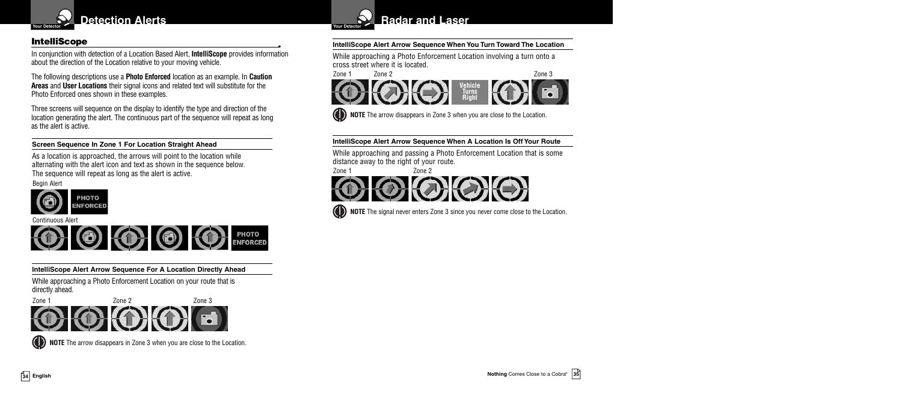## IntelliScope

In conjunction with detection of a Location Based Alert, **IntelliScope** provides information about the direction of the Location relative to your moving vehicle.

The following descriptions use a **Photo Enforced** location as an example. In **Caution Areas** and **User Locations** their signal icons and related text will substitute for the Photo Enforced ones shown in these examples.

Three screens will sequence on the display to identify the type and direction of the location generating the alert. The continuous part of the sequence will repeat as long as the alert is active.

### Screen Sequence In Zone 1 For Location Straight Ahead

As a location is approached, the arrows will point to the location while alternating with the alert icon and text as shown in the sequence below. The sequence will repeat as long as the alert is active.

Begin Alert

PHOTO ENFORCED

Continuous Alert

PHOTO ENFORCED

### IntelliScope Alert Arrow Sequence For A Location Directly Ahead

While approaching a Photo Enforcement Location on your route that is directly ahead.

Zone 1 Zone 2 Zone 3

**NOTE** The arrow disappears in Zone 3 when you are close to the Location.

### IntelliScope Alert Arrow Sequence When You Turn Toward The Location

While approaching a Photo Enforcement Location involving a turn onto a cross street where it is located.

Zone 1 Zone 2 Zone 3

Vehicle Turns Right

**NOTE** The arrow disappears in Zone 3 when you are close to the Location.

### IntelliScope Alert Arrow Sequence When A Location Is Off Your Route

While approaching and passing a Photo Enforcement Location that is some distance away to the right of your route.

Zone 1 Zone 2

**NOTE** The signal never enters Zone 3 since you never come close to the Location.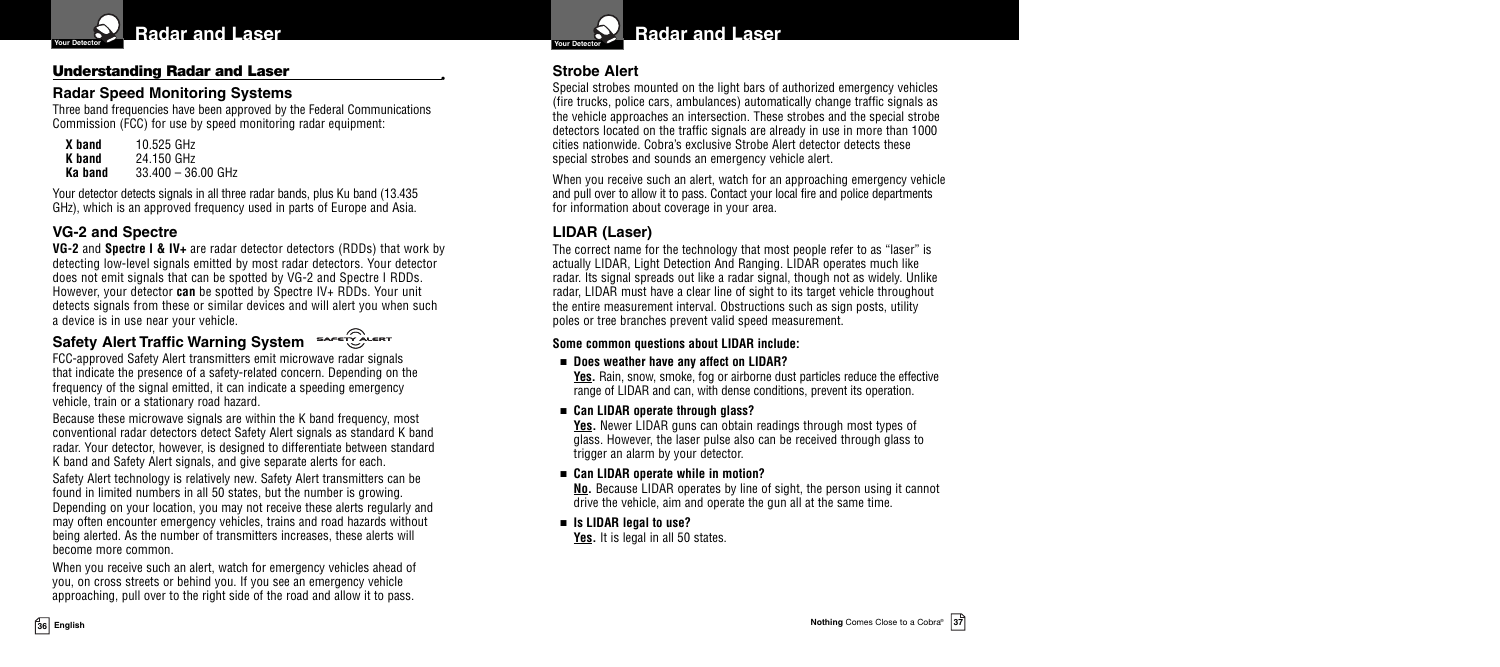## Understanding Radar and Laser

### Radar Speed Monitoring Systems

Three band frequencies have been approved by the Federal Communications Commission (FCC) for use by speed monitoring radar equipment:

| | |
|---|---|
| **X band** | 10.525 GHz |
| **K band** | 24.150 GHz |
| **Ka band** | 33.400 – 36.00 GHz |

Your detector detects signals in all three radar bands, plus Ku band (13.435 GHz), which is an approved frequency used in parts of Europe and Asia.

### VG-2 and Spectre

**VG-2** and **Spectre I & IV+** are radar detector detectors (RDDs) that work by detecting low-level signals emitted by most radar detectors. Your detector does not emit signals that can be spotted by VG-2 and Spectre I RDDs. However, your detector **can** be spotted by Spectre IV+ RDDs. Your unit detects signals from these or similar devices and will alert you when such a device is in use near your vehicle.

### Safety Alert Traffic Warning System

FCC-approved Safety Alert transmitters emit microwave radar signals that indicate the presence of a safety-related concern. Depending on the frequency of the signal emitted, it can indicate a speeding emergency vehicle, train or a stationary road hazard.

Because these microwave signals are within the K band frequency, most conventional radar detectors detect Safety Alert signals as standard K band radar. Your detector, however, is designed to differentiate between standard K band and Safety Alert signals, and give separate alerts for each.

Safety Alert technology is relatively new. Safety Alert transmitters can be found in limited numbers in all 50 states, but the number is growing. Depending on your location, you may not receive these alerts regularly and may often encounter emergency vehicles, trains and road hazards without being alerted. As the number of transmitters increases, these alerts will become more common.

When you receive such an alert, watch for emergency vehicles ahead of you, on cross streets or behind you. If you see an emergency vehicle approaching, pull over to the right side of the road and allow it to pass.

### Strobe Alert

Special strobes mounted on the light bars of authorized emergency vehicles (fire trucks, police cars, ambulances) automatically change traffic signals as the vehicle approaches an intersection. These strobes and the special strobe detectors located on the traffic signals are already in use in more than 1000 cities nationwide. Cobra's exclusive Strobe Alert detector detects these special strobes and sounds an emergency vehicle alert.

When you receive such an alert, watch for an approaching emergency vehicle and pull over to allow it to pass. Contact your local fire and police departments for information about coverage in your area.

### LIDAR (Laser)

The correct name for the technology that most people refer to as "laser" is actually LIDAR, Light Detection And Ranging. LIDAR operates much like radar. Its signal spreads out like a radar signal, though not as widely. Unlike radar, LIDAR must have a clear line of sight to its target vehicle throughout the entire measurement interval. Obstructions such as sign posts, utility poles or tree branches prevent valid speed measurement.

**Some common questions about LIDAR include:**

- **Does weather have any affect on LIDAR?**
  <u>**Yes.**</u> Rain, snow, smoke, fog or airborne dust particles reduce the effective range of LIDAR and can, with dense conditions, prevent its operation.
- **Can LIDAR operate through glass?**
  <u>**Yes.**</u> Newer LIDAR guns can obtain readings through most types of glass. However, the laser pulse also can be received through glass to trigger an alarm by your detector.
- **Can LIDAR operate while in motion?**
  <u>**No.**</u> Because LIDAR operates by line of sight, the person using it cannot drive the vehicle, aim and operate the gun all at the same time.
- **Is LIDAR legal to use?**
  <u>**Yes.**</u> It is legal in all 50 states.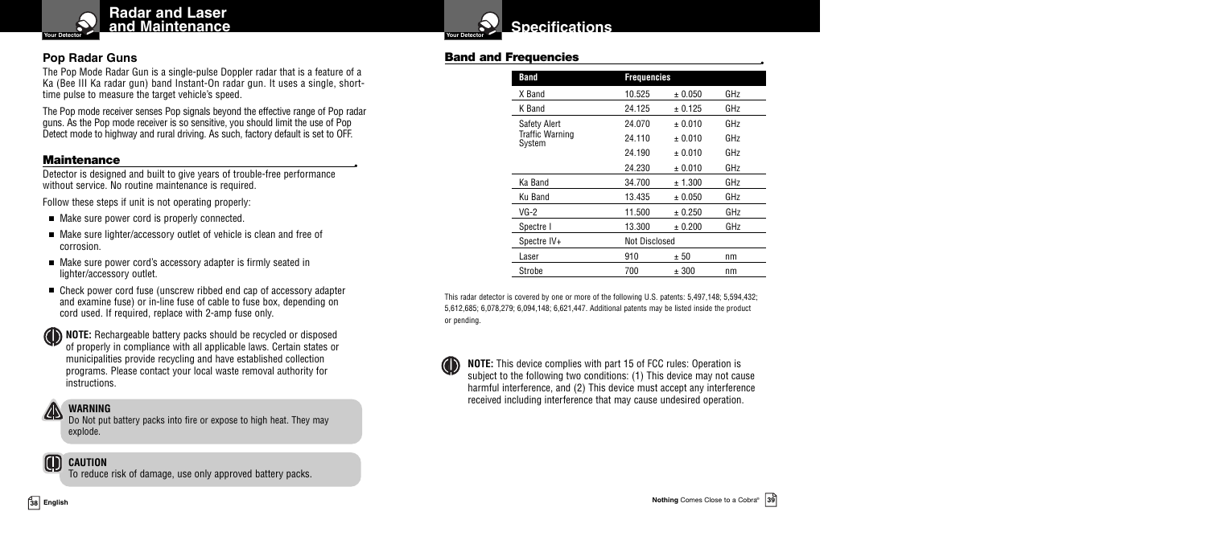## Radar and Laser and Maintenance

### Pop Radar Guns

The Pop Mode Radar Gun is a single-pulse Doppler radar that is a feature of a Ka (Bee III Ka radar gun) band Instant-On radar gun. It uses a single, short-time pulse to measure the target vehicle's speed.

The Pop mode receiver senses Pop signals beyond the effective range of Pop radar guns. As the Pop mode receiver is so sensitive, you should limit the use of Pop Detect mode to highway and rural driving. As such, factory default is set to OFF.

### Maintenance

Detector is designed and built to give years of trouble-free performance without service. No routine maintenance is required.

Follow these steps if unit is not operating properly:

- Make sure power cord is properly connected.
- Make sure lighter/accessory outlet of vehicle is clean and free of corrosion.
- Make sure power cord's accessory adapter is firmly seated in lighter/accessory outlet.
- Check power cord fuse (unscrew ribbed end cap of accessory adapter and examine fuse) or in-line fuse of cable to fuse box, depending on cord used. If required, replace with 2-amp fuse only.

**NOTE:** Rechargeable battery packs should be recycled or disposed of properly in compliance with all applicable laws. Certain states or municipalities provide recycling and have established collection programs. Please contact your local waste removal authority for instructions.

**WARNING**
Do Not put battery packs into fire or expose to high heat. They may explode.

**CAUTION**
To reduce risk of damage, use only approved battery packs.

## Specifications

### Band and Frequencies

| Band | Frequencies | | |
|---|---|---|---|
| X Band | 10.525 | ± 0.050 | GHz |
| K Band | 24.125 | ± 0.125 | GHz |
| Safety Alert Traffic Warning System | 24.070 | ± 0.010 | GHz |
| | 24.110 | ± 0.010 | GHz |
| | 24.190 | ± 0.010 | GHz |
| | 24.230 | ± 0.010 | GHz |
| Ka Band | 34.700 | ± 1.300 | GHz |
| Ku Band | 13.435 | ± 0.050 | GHz |
| VG-2 | 11.500 | ± 0.250 | GHz |
| Spectre I | 13.300 | ± 0.200 | GHz |
| Spectre IV+ | Not Disclosed | | |
| Laser | 910 | ± 50 | nm |
| Strobe | 700 | ± 300 | nm |

This radar detector is covered by one or more of the following U.S. patents: 5,497,148; 5,594,432; 5,612,685; 6,078,279; 6,094,148; 6,621,447. Additional patents may be listed inside the product or pending.

**NOTE:** This device complies with part 15 of FCC rules: Operation is subject to the following two conditions: (1) This device may not cause harmful interference, and (2) This device must accept any interference received including interference that may cause undesired operation.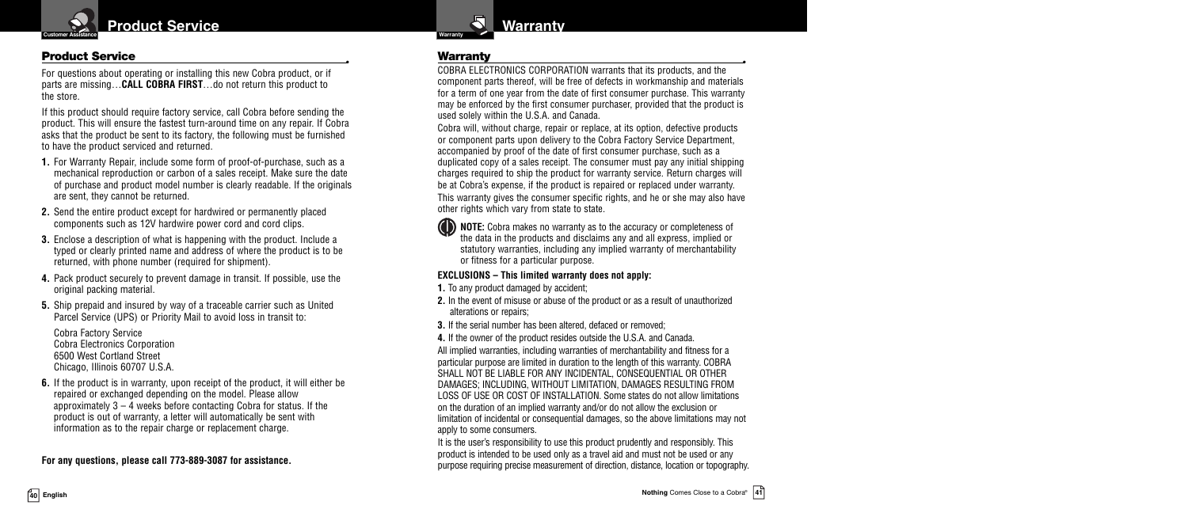## Product Service

For questions about operating or installing this new Cobra product, or if parts are missing…**CALL COBRA FIRST**…do not return this product to the store.

If this product should require factory service, call Cobra before sending the product. This will ensure the fastest turn-around time on any repair. If Cobra asks that the product be sent to its factory, the following must be furnished to have the product serviced and returned.

1. For Warranty Repair, include some form of proof-of-purchase, such as a mechanical reproduction or carbon of a sales receipt. Make sure the date of purchase and product model number is clearly readable. If the originals are sent, they cannot be returned.
2. Send the entire product except for hardwired or permanently placed components such as 12V hardwire power cord and cord clips.
3. Enclose a description of what is happening with the product. Include a typed or clearly printed name and address of where the product is to be returned, with phone number (required for shipment).
4. Pack product securely to prevent damage in transit. If possible, use the original packing material.
5. Ship prepaid and insured by way of a traceable carrier such as United Parcel Service (UPS) or Priority Mail to avoid loss in transit to:

   Cobra Factory Service
   Cobra Electronics Corporation
   6500 West Cortland Street
   Chicago, Illinois 60707 U.S.A.
6. If the product is in warranty, upon receipt of the product, it will either be repaired or exchanged depending on the model. Please allow approximately 3 – 4 weeks before contacting Cobra for status. If the product is out of warranty, a letter will automatically be sent with information as to the repair charge or replacement charge.

**For any questions, please call 773-889-3087 for assistance.**

## Warranty

COBRA ELECTRONICS CORPORATION warrants that its products, and the component parts thereof, will be free of defects in workmanship and materials for a term of one year from the date of first consumer purchase. This warranty may be enforced by the first consumer purchaser, provided that the product is used solely within the U.S.A. and Canada.

Cobra will, without charge, repair or replace, at its option, defective products or component parts upon delivery to the Cobra Factory Service Department, accompanied by proof of the date of first consumer purchase, such as a duplicated copy of a sales receipt. The consumer must pay any initial shipping charges required to ship the product for warranty service. Return charges will be at Cobra's expense, if the product is repaired or replaced under warranty. This warranty gives the consumer specific rights, and he or she may also have other rights which vary from state to state.

**NOTE:** Cobra makes no warranty as to the accuracy or completeness of the data in the products and disclaims any and all express, implied or statutory warranties, including any implied warranty of merchantability or fitness for a particular purpose.

**EXCLUSIONS – This limited warranty does not apply:**

1. To any product damaged by accident;
2. In the event of misuse or abuse of the product or as a result of unauthorized alterations or repairs;
3. If the serial number has been altered, defaced or removed;
4. If the owner of the product resides outside the U.S.A. and Canada.

All implied warranties, including warranties of merchantability and fitness for a particular purpose are limited in duration to the length of this warranty. COBRA SHALL NOT BE LIABLE FOR ANY INCIDENTAL, CONSEQUENTIAL OR OTHER DAMAGES; INCLUDING, WITHOUT LIMITATION, DAMAGES RESULTING FROM LOSS OF USE OR COST OF INSTALLATION. Some states do not allow limitations on the duration of an implied warranty and/or do not allow the exclusion or limitation of incidental or consequential damages, so the above limitations may not apply to some consumers.

It is the user's responsibility to use this product prudently and responsibly. This product is intended to be used only as a travel aid and must not be used or any purpose requiring precise measurement of direction, distance, location or topography.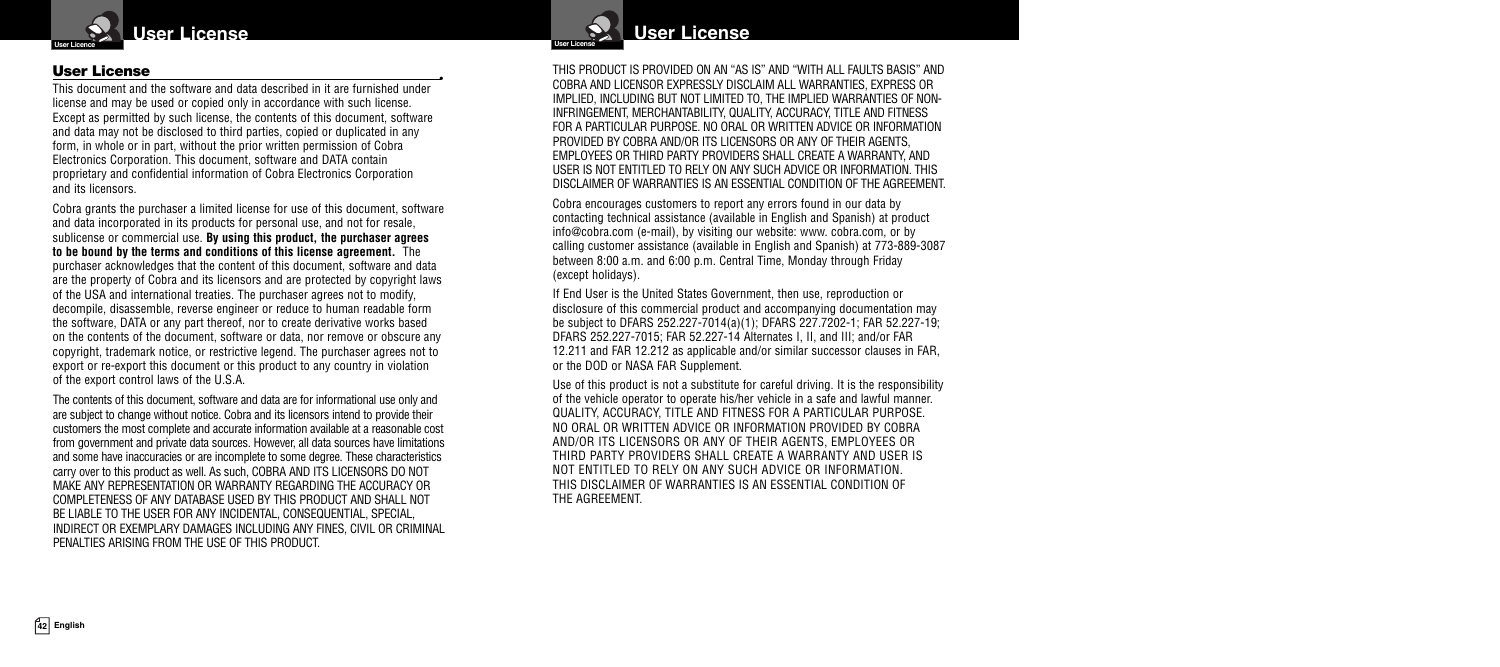## User License

This document and the software and data described in it are furnished under license and may be used or copied only in accordance with such license. Except as permitted by such license, the contents of this document, software and data may not be disclosed to third parties, copied or duplicated in any form, in whole or in part, without the prior written permission of Cobra Electronics Corporation. This document, software and DATA contain proprietary and confidential information of Cobra Electronics Corporation and its licensors.

Cobra grants the purchaser a limited license for use of this document, software and data incorporated in its products for personal use, and not for resale, sublicense or commercial use. **By using this product, the purchaser agrees to be bound by the terms and conditions of this license agreement.** The purchaser acknowledges that the content of this document, software and data are the property of Cobra and its licensors and are protected by copyright laws of the USA and international treaties. The purchaser agrees not to modify, decompile, disassemble, reverse engineer or reduce to human readable form the software, DATA or any part thereof, nor to create derivative works based on the contents of the document, software or data, nor remove or obscure any copyright, trademark notice, or restrictive legend. The purchaser agrees not to export or re-export this document or this product to any country in violation of the export control laws of the U.S.A.

The contents of this document, software and data are for informational use only and are subject to change without notice. Cobra and its licensors intend to provide their customers the most complete and accurate information available at a reasonable cost from government and private data sources. However, all data sources have limitations and some have inaccuracies or are incomplete to some degree. These characteristics carry over to this product as well. As such, COBRA AND ITS LICENSORS DO NOT MAKE ANY REPRESENTATION OR WARRANTY REGARDING THE ACCURACY OR COMPLETENESS OF ANY DATABASE USED BY THIS PRODUCT AND SHALL NOT BE LIABLE TO THE USER FOR ANY INCIDENTAL, CONSEQUENTIAL, SPECIAL, INDIRECT OR EXEMPLARY DAMAGES INCLUDING ANY FINES, CIVIL OR CRIMINAL PENALTIES ARISING FROM THE USE OF THIS PRODUCT.

THIS PRODUCT IS PROVIDED ON AN "AS IS" AND "WITH ALL FAULTS BASIS" AND COBRA AND LICENSOR EXPRESSLY DISCLAIM ALL WARRANTIES, EXPRESS OR IMPLIED, INCLUDING BUT NOT LIMITED TO, THE IMPLIED WARRANTIES OF NON-INFRINGEMENT, MERCHANTABILITY, QUALITY, ACCURACY, TITLE AND FITNESS FOR A PARTICULAR PURPOSE. NO ORAL OR WRITTEN ADVICE OR INFORMATION PROVIDED BY COBRA AND/OR ITS LICENSORS OR ANY OF THEIR AGENTS, EMPLOYEES OR THIRD PARTY PROVIDERS SHALL CREATE A WARRANTY, AND USER IS NOT ENTITLED TO RELY ON ANY SUCH ADVICE OR INFORMATION. THIS DISCLAIMER OF WARRANTIES IS AN ESSENTIAL CONDITION OF THE AGREEMENT.

Cobra encourages customers to report any errors found in our data by contacting technical assistance (available in English and Spanish) at product info@cobra.com (e-mail), by visiting our website: www. cobra.com, or by calling customer assistance (available in English and Spanish) at 773-889-3087 between 8:00 a.m. and 6:00 p.m. Central Time, Monday through Friday (except holidays).

If End User is the United States Government, then use, reproduction or disclosure of this commercial product and accompanying documentation may be subject to DFARS 252.227-7014(a)(1); DFARS 227.7202-1; FAR 52.227-19; DFARS 252.227-7015; FAR 52.227-14 Alternates I, II, and III; and/or FAR 12.211 and FAR 12.212 as applicable and/or similar successor clauses in FAR, or the DOD or NASA FAR Supplement.

Use of this product is not a substitute for careful driving. It is the responsibility of the vehicle operator to operate his/her vehicle in a safe and lawful manner. QUALITY, ACCURACY, TITLE AND FITNESS FOR A PARTICULAR PURPOSE. NO ORAL OR WRITTEN ADVICE OR INFORMATION PROVIDED BY COBRA AND/OR ITS LICENSORS OR ANY OF THEIR AGENTS, EMPLOYEES OR THIRD PARTY PROVIDERS SHALL CREATE A WARRANTY AND USER IS NOT ENTITLED TO RELY ON ANY SUCH ADVICE OR INFORMATION. THIS DISCLAIMER OF WARRANTIES IS AN ESSENTIAL CONDITION OF THE AGREEMENT.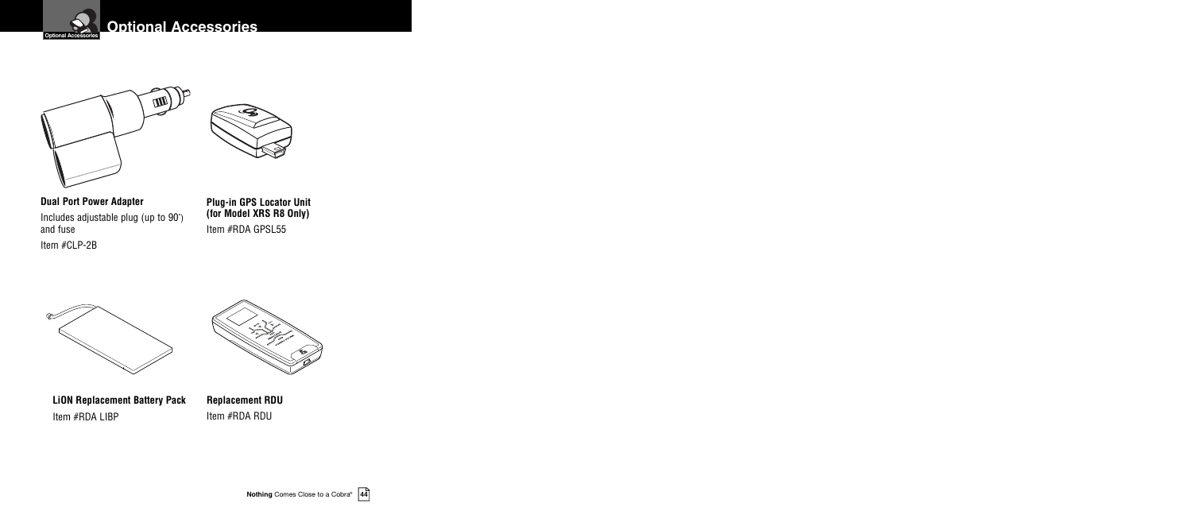# Optional Accessories

**Dual Port Power Adapter**

Includes adjustable plug (up to 90°) and fuse

Item #CLP-2B

**Plug-in GPS Locator Unit (for Model XRS R8 Only)**

Item #RDA GPSL55

**LiON Replacement Battery Pack**

Item #RDA LIBP

**Replacement RDU**

Item #RDA RDU